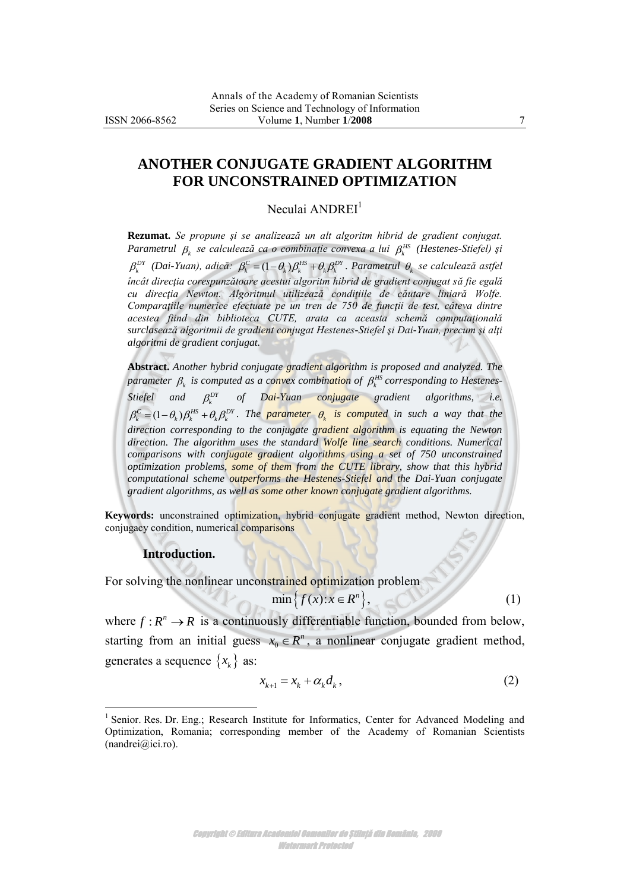# ANOTHER CONJUGATE GRADIENT ALGORITHM FOR UNCONSTRAINED OPTIMIZATION

Neculai ANDREI[1]

**Rezumat.** *Se propune şi se analizează un alt algoritm hibrid de gradient conjugat. Parametrul $\beta_k$ se calculează ca o combinaţie convexa a lui $\beta_k^{HS}$ (Hestenes-Stiefel) şi $\beta_k^{DY}$ (Dai-Yuan), adică: $\beta_k^C = (1-\theta_k)\beta_k^{HS} + \theta_k \beta_k^{DY}$. Parametrul $\theta_k$ se calculează astfel încât direcţia corespunzătoare acestui algoritm hibrid de gradient conjugat să fie egală cu direcţia Newton. Algoritmul utilizează condiţiile de căutare liniară Wolfe. Comparaţiile numerice efectuate pe un tren de 750 de funcţii de test, câteva dintre acestea fiind din biblioteca CUTE, arata ca aceasta schemă computaţională surclasează algoritmii de gradient conjugat Hestenes-Stiefel şi Dai-Yuan, precum şi alţi algoritmi de gradient conjugat.*

**Abstract.** *Another hybrid conjugate gradient algorithm is proposed and analyzed. The parameter $\beta_k$ is computed as a convex combination of $\beta_k^{HS}$ corresponding to Hestenes-Stiefel and $\beta_k^{DY}$ of Dai-Yuan conjugate gradient algorithms, i.e. $\beta_k^C = (1-\theta_k)\beta_k^{HS} + \theta_k \beta_k^{DY}$. The parameter $\theta_k$ is computed in such a way that the direction corresponding to the conjugate gradient algorithm is equating the Newton direction. The algorithm uses the standard Wolfe line search conditions. Numerical comparisons with conjugate gradient algorithms using a set of 750 unconstrained optimization problems, some of them from the CUTE library, show that this hybrid computational scheme outperforms the Hestenes-Stiefel and the Dai-Yuan conjugate gradient algorithms, as well as some other known conjugate gradient algorithms.*

**Keywords:** unconstrained optimization, hybrid conjugate gradient method, Newton direction, conjugacy condition, numerical comparisons

## Introduction.

For solving the nonlinear unconstrained optimization problem

$$\min\left\{ f(x) : x \in R^n \right\}, \tag{1}$$

where $f : R^n \to R$ is a continuously differentiable function, bounded from below, starting from an initial guess $x_0 \in R^n$, a nonlinear conjugate gradient method, generates a sequence $\{x_k\}$ as:

$$x_{k+1} = x_k + \alpha_k d_k, \tag{2}$$

[1] Senior. Res. Dr. Eng.; Research Institute for Informatics, Center for Advanced Modeling and Optimization, Romania; corresponding member of the Academy of Romanian Scientists (nandrei@ici.ro).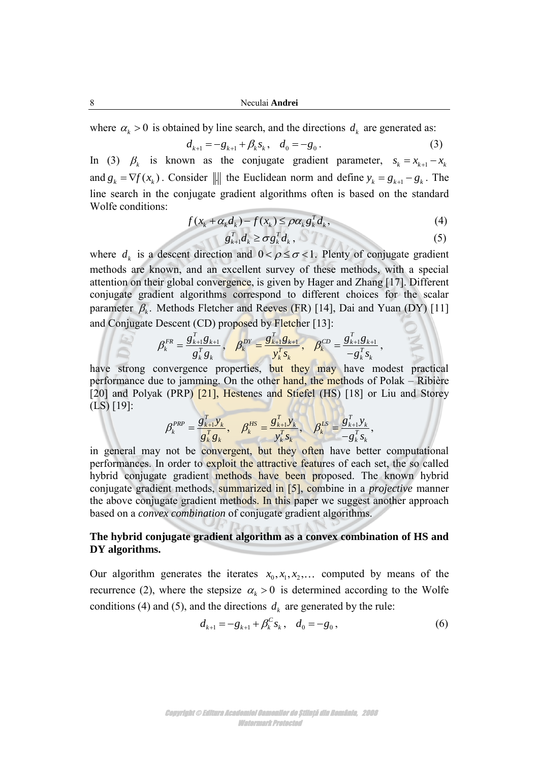where $\alpha_k > 0$ is obtained by line search, and the directions $d_k$ are generated as:

$$d_{k+1} = -g_{k+1} + \beta_k s_k, \quad d_0 = -g_0 . \tag{3}$$

In (3) $\beta_k$ is known as the conjugate gradient parameter, $s_k = x_{k+1} - x_k$ and $g_k = \nabla f(x_k)$. Consider $\|.\|$ the Euclidean norm and define $y_k = g_{k+1} - g_k$. The line search in the conjugate gradient algorithms often is based on the standard Wolfe conditions:

$$f(x_k + \alpha_k d_k) - f(x_k) \le \rho \alpha_k g_k^T d_k , \tag{4}$$

$$g_{k+1}^T d_k \ge \sigma g_k^T d_k , \tag{5}$$

where $d_k$ is a descent direction and $0 < \rho \le \sigma < 1$. Plenty of conjugate gradient methods are known, and an excellent survey of these methods, with a special attention on their global convergence, is given by Hager and Zhang [17]. Different conjugate gradient algorithms correspond to different choices for the scalar parameter $\beta_k$. Methods Fletcher and Reeves (FR) [14], Dai and Yuan (DY) [11] and Conjugate Descent (CD) proposed by Fletcher [13]:

$$\beta_k^{FR} = \frac{g_{k+1}^T g_{k+1}}{g_k^T g_k}, \quad \beta_k^{DY} = \frac{g_{k+1}^T g_{k+1}}{y_k^T s_k}, \quad \beta_k^{CD} = \frac{g_{k+1}^T g_{k+1}}{-g_k^T s_k},$$

have strong convergence properties, but they may have modest practical performance due to jamming. On the other hand, the methods of Polak – Ribière [20] and Polyak (PRP) [21], Hestenes and Stiefel (HS) [18] or Liu and Storey (LS) [19]:

$$\beta_k^{PRP} = \frac{g_{k+1}^T y_k}{g_k^T g_k}, \quad \beta_k^{HS} = \frac{g_{k+1}^T y_k}{y_k^T s_k}, \quad \beta_k^{LS} = \frac{g_{k+1}^T y_k}{-g_k^T s_k},$$

in general may not be convergent, but they often have better computational performances. In order to exploit the attractive features of each set, the so called hybrid conjugate gradient methods have been proposed. The known hybrid conjugate gradient methods, summarized in [5], combine in a *projective* manner the above conjugate gradient methods. In this paper we suggest another approach based on a *convex combination* of conjugate gradient algorithms.

**The hybrid conjugate gradient algorithm as a convex combination of HS and DY algorithms.**

Our algorithm generates the iterates $x_0, x_1, x_2, \ldots$ computed by means of the recurrence (2), where the stepsize $\alpha_k > 0$ is determined according to the Wolfe conditions (4) and (5), and the directions $d_k$ are generated by the rule:

$$d_{k+1} = -g_{k+1} + \beta_k^C s_k, \quad d_0 = -g_0 , \tag{6}$$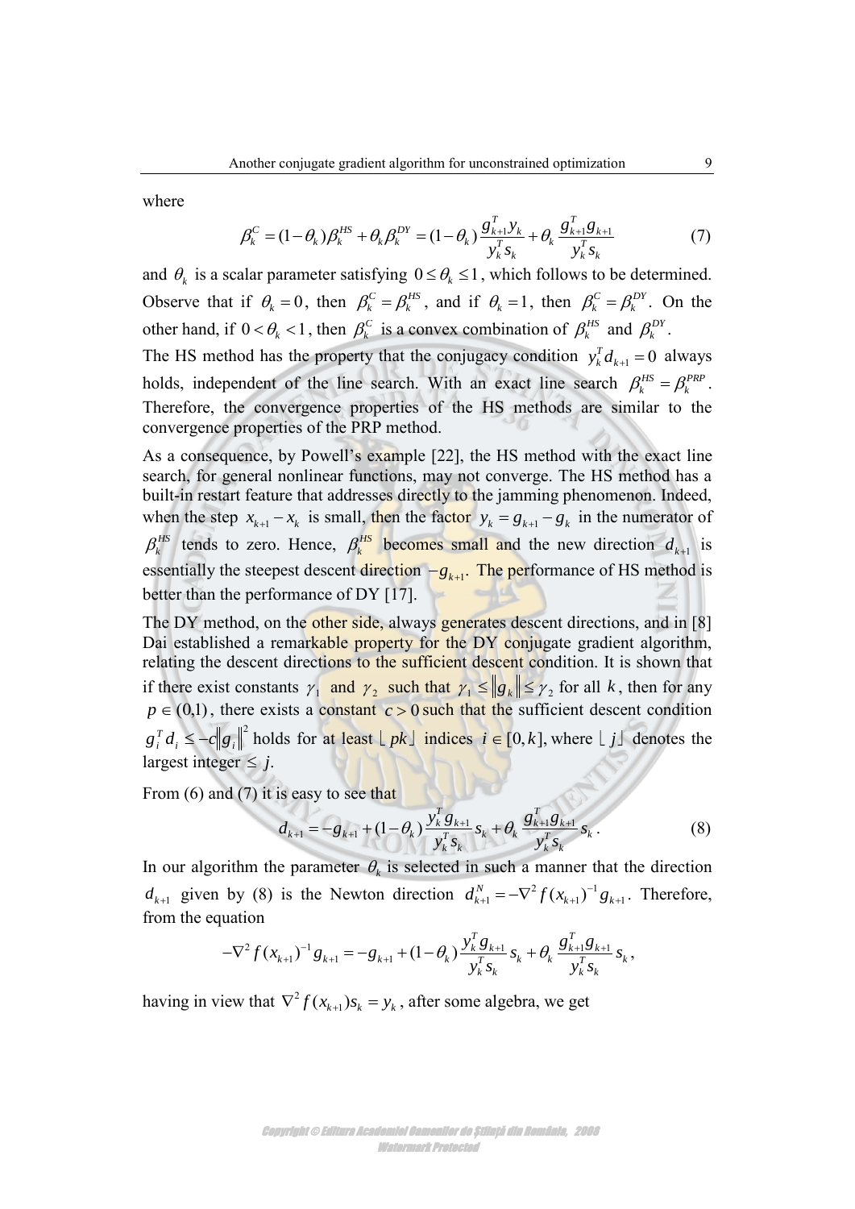where

$$\beta_k^C = (1-\theta_k)\beta_k^{HS} + \theta_k \beta_k^{DY} = (1-\theta_k)\frac{g_{k+1}^T y_k}{y_k^T s_k} + \theta_k \frac{g_{k+1}^T g_{k+1}}{y_k^T s_k} \tag{7}$$

and $\theta_k$ is a scalar parameter satisfying $0 \le \theta_k \le 1$, which follows to be determined. Observe that if $\theta_k = 0$, then $\beta_k^C = \beta_k^{HS}$, and if $\theta_k = 1$, then $\beta_k^C = \beta_k^{DY}$. On the other hand, if $0 < \theta_k < 1$, then $\beta_k^C$ is a convex combination of $\beta_k^{HS}$ and $\beta_k^{DY}$.

The HS method has the property that the conjugacy condition $y_k^T d_{k+1} = 0$ always holds, independent of the line search. With an exact line search $\beta_k^{HS} = \beta_k^{PRP}$. Therefore, the convergence properties of the HS methods are similar to the convergence properties of the PRP method.

As a consequence, by Powell's example [22], the HS method with the exact line search, for general nonlinear functions, may not converge. The HS method has a built-in restart feature that addresses directly to the jamming phenomenon. Indeed, when the step $x_{k+1} - x_k$ is small, then the factor $y_k = g_{k+1} - g_k$ in the numerator of $\beta_k^{HS}$ tends to zero. Hence, $\beta_k^{HS}$ becomes small and the new direction $d_{k+1}$ is essentially the steepest descent direction $-g_{k+1}$. The performance of HS method is better than the performance of DY [17].

The DY method, on the other side, always generates descent directions, and in [8] Dai established a remarkable property for the DY conjugate gradient algorithm, relating the descent directions to the sufficient descent condition. It is shown that if there exist constants $\gamma_1$ and $\gamma_2$ such that $\gamma_1 \le \|g_k\| \le \gamma_2$ for all $k$, then for any $p \in (0,1)$, there exists a constant $c > 0$ such that the sufficient descent condition $g_i^T d_i \le -c\|g_i\|^2$ holds for at least $\lfloor pk \rfloor$ indices $i \in [0,k]$, where $\lfloor j \rfloor$ denotes the largest integer $\le j$.

From (6) and (7) it is easy to see that

$$d_{k+1} = -g_{k+1} + (1-\theta_k)\frac{y_k^T g_{k+1}}{y_k^T s_k} s_k + \theta_k \frac{g_{k+1}^T g_{k+1}}{y_k^T s_k} s_k. \tag{8}$$

In our algorithm the parameter $\theta_k$ is selected in such a manner that the direction $d_{k+1}$ given by (8) is the Newton direction $d_{k+1}^N = -\nabla^2 f(x_{k+1})^{-1} g_{k+1}$. Therefore, from the equation

$$-\nabla^2 f(x_{k+1})^{-1} g_{k+1} = -g_{k+1} + (1-\theta_k)\frac{y_k^T g_{k+1}}{y_k^T s_k} s_k + \theta_k \frac{g_{k+1}^T g_{k+1}}{y_k^T s_k} s_k,$$

having in view that $\nabla^2 f(x_{k+1}) s_k = y_k$, after some algebra, we get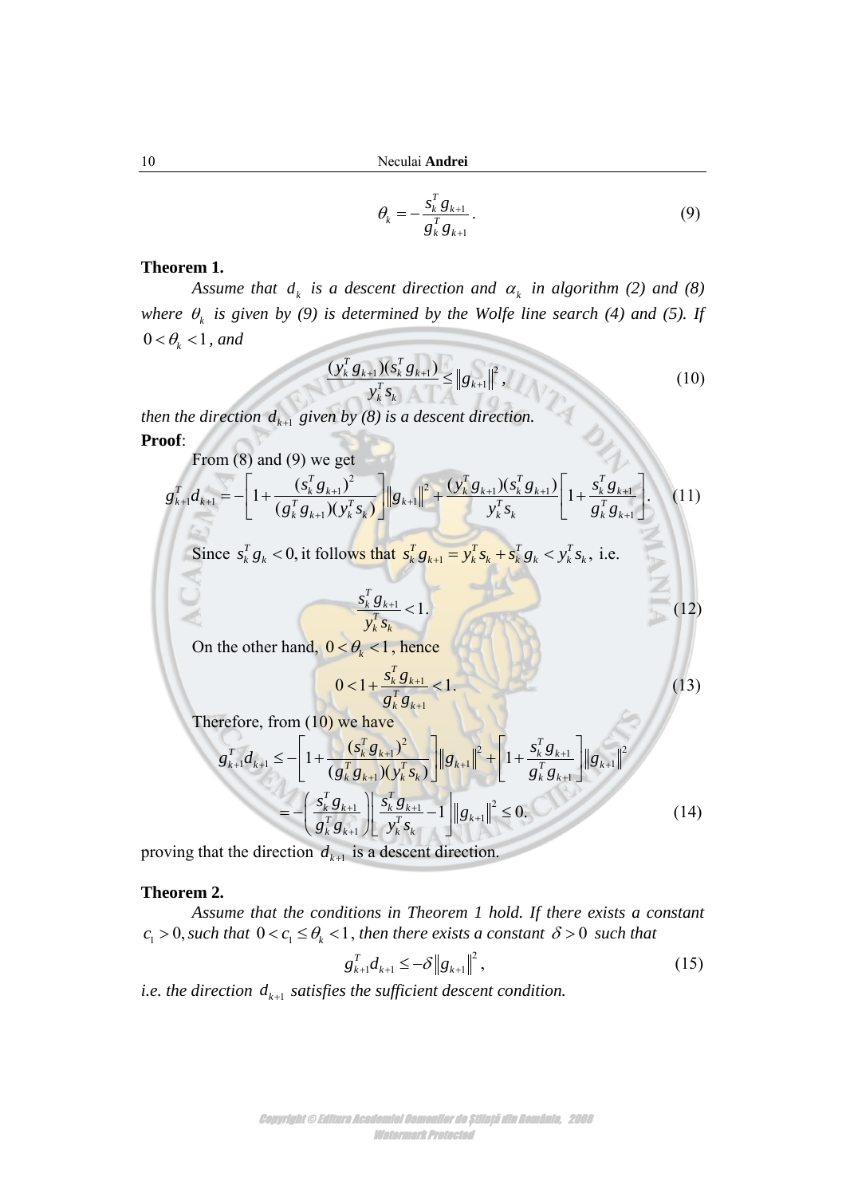$$\theta_k = -\frac{s_k^T g_{k+1}}{g_k^T g_{k+1}}. \tag{9}$$

**Theorem 1.**

*Assume that $d_k$ is a descent direction and $\alpha_k$ in algorithm (2) and (8) where $\theta_k$ is given by (9) is determined by the Wolfe line search (4) and (5). If $0 < \theta_k < 1$, and*

$$\frac{(y_k^T g_{k+1})(s_k^T g_{k+1})}{y_k^T s_k} \le \|g_{k+1}\|^2, \tag{10}$$

*then the direction $d_{k+1}$ given by (8) is a descent direction.*

**Proof**:

From (8) and (9) we get

$$g_{k+1}^T d_{k+1} = -\left[1 + \frac{(s_k^T g_{k+1})^2}{(g_k^T g_{k+1})(y_k^T s_k)}\right]\|g_{k+1}\|^2 + \frac{(y_k^T g_{k+1})(s_k^T g_{k+1})}{y_k^T s_k}\left[1 + \frac{s_k^T g_{k+1}}{g_k^T g_{k+1}}\right]. \tag{11}$$

Since $s_k^T g_k < 0$, it follows that $s_k^T g_{k+1} = y_k^T s_k + s_k^T g_k < y_k^T s_k$, i.e.

$$\frac{s_k^T g_{k+1}}{y_k^T s_k} < 1. \tag{12}$$

On the other hand, $0 < \theta_k < 1$, hence

$$0 < 1 + \frac{s_k^T g_{k+1}}{g_k^T g_{k+1}} < 1. \tag{13}$$

Therefore, from (10) we have

$$\begin{aligned} g_{k+1}^T d_{k+1} &\le -\left[1 + \frac{(s_k^T g_{k+1})^2}{(g_k^T g_{k+1})(y_k^T s_k)}\right]\|g_{k+1}\|^2 + \left[1 + \frac{s_k^T g_{k+1}}{g_k^T g_{k+1}}\right]\|g_{k+1}\|^2 \\ &= -\left(\frac{s_k^T g_{k+1}}{g_k^T g_{k+1}}\right)\left[\frac{s_k^T g_{k+1}}{y_k^T s_k} - 1\right]\|g_{k+1}\|^2 \le 0. \end{aligned} \tag{14}$$

proving that the direction $d_{k+1}$ is a descent direction.

**Theorem 2.**

*Assume that the conditions in Theorem 1 hold. If there exists a constant $c_1 > 0$, such that $0 < c_1 \le \theta_k < 1$, then there exists a constant $\delta > 0$ such that*

$$g_{k+1}^T d_{k+1} \le -\delta \|g_{k+1}\|^2, \tag{15}$$

*i.e. the direction $d_{k+1}$ satisfies the sufficient descent condition.*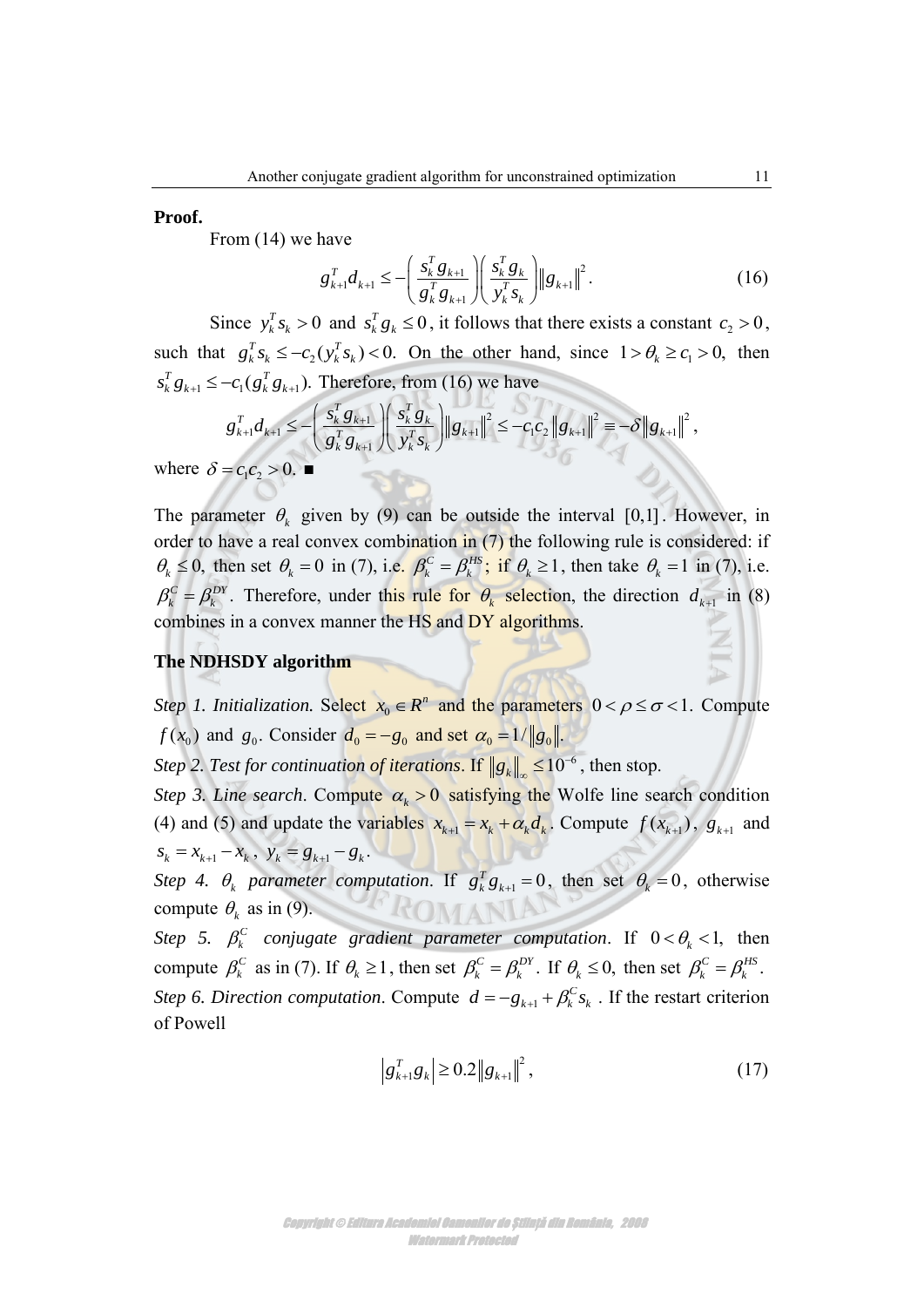**Proof.**

From (14) we have

$$g_{k+1}^T d_{k+1} \leq -\left(\frac{s_k^T g_{k+1}}{g_k^T g_{k+1}}\right)\left(\frac{s_k^T g_k}{y_k^T s_k}\right)\|g_{k+1}\|^2 . \tag{16}$$

Since $y_k^T s_k > 0$ and $s_k^T g_k \leq 0$, it follows that there exists a constant $c_2 > 0$, such that $g_k^T s_k \leq -c_2(y_k^T s_k) < 0$. On the other hand, since $1 > \theta_k \geq c_1 > 0$, then $s_k^T g_{k+1} \leq -c_1(g_k^T g_{k+1})$. Therefore, from (16) we have

$$g_{k+1}^T d_{k+1} \leq -\left(\frac{s_k^T g_{k+1}}{g_k^T g_{k+1}}\right)\left(\frac{s_k^T g_k}{y_k^T s_k}\right)\|g_{k+1}\|^2 \leq -c_1 c_2 \|g_{k+1}\|^2 \equiv -\delta \|g_{k+1}\|^2 ,$$

where $\delta = c_1 c_2 > 0$. ■

The parameter $\theta_k$ given by (9) can be outside the interval $[0,1]$. However, in order to have a real convex combination in (7) the following rule is considered: if $\theta_k \leq 0$, then set $\theta_k = 0$ in (7), i.e. $\beta_k^C = \beta_k^{HS}$; if $\theta_k \geq 1$, then take $\theta_k = 1$ in (7), i.e. $\beta_k^C = \beta_k^{DY}$. Therefore, under this rule for $\theta_k$ selection, the direction $d_{k+1}$ in (8) combines in a convex manner the HS and DY algorithms.

**The NDHSDY algorithm**

*Step 1. Initialization.* Select $x_0 \in R^n$ and the parameters $0 < \rho \leq \sigma < 1$. Compute $f(x_0)$ and $g_0$. Consider $d_0 = -g_0$ and set $\alpha_0 = 1/\|g_0\|$.

*Step 2. Test for continuation of iterations*. If $\|g_k\|_\infty \leq 10^{-6}$, then stop.

*Step 3. Line search*. Compute $\alpha_k > 0$ satisfying the Wolfe line search condition (4) and (5) and update the variables $x_{k+1} = x_k + \alpha_k d_k$. Compute $f(x_{k+1})$, $g_{k+1}$ and $s_k = x_{k+1} - x_k$, $y_k = g_{k+1} - g_k$.

*Step 4. $\theta_k$ parameter computation*. If $g_k^T g_{k+1} = 0$, then set $\theta_k = 0$, otherwise compute $\theta_k$ as in (9).

*Step 5. $\beta_k^C$ conjugate gradient parameter computation*. If $0 < \theta_k < 1$, then compute $\beta_k^C$ as in (7). If $\theta_k \geq 1$, then set $\beta_k^C = \beta_k^{DY}$. If $\theta_k \leq 0$, then set $\beta_k^C = \beta_k^{HS}$.

*Step 6. Direction computation*. Compute $d = -g_{k+1} + \beta_k^C s_k$. If the restart criterion of Powell

$$\left| g_{k+1}^T g_k \right| \geq 0.2 \|g_{k+1}\|^2 , \tag{17}$$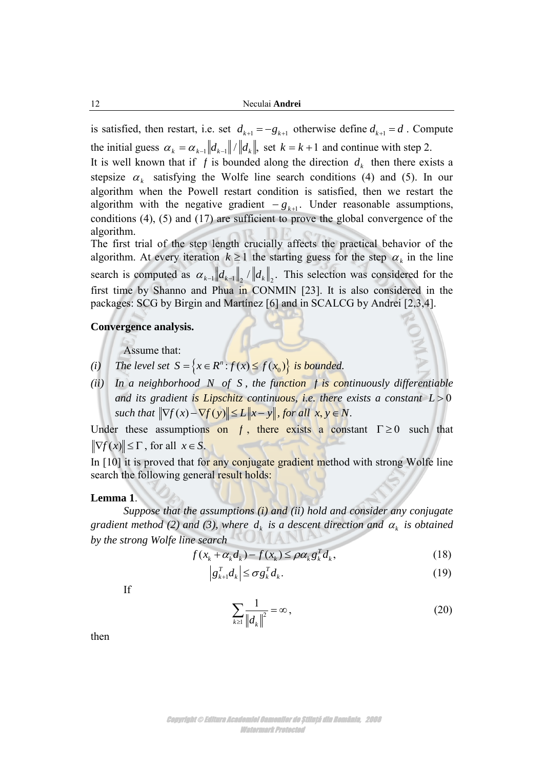is satisfied, then restart, i.e. set $d_{k+1} = -g_{k+1}$ otherwise define $d_{k+1} = d$ . Compute the initial guess $\alpha_k = \alpha_{k-1}\|d_{k-1}\| / \|d_k\|$, set $k = k+1$ and continue with step 2.

It is well known that if $f$ is bounded along the direction $d_k$ then there exists a stepsize $\alpha_k$ satisfying the Wolfe line search conditions (4) and (5). In our algorithm when the Powell restart condition is satisfied, then we restart the algorithm with the negative gradient $-g_{k+1}$. Under reasonable assumptions, conditions (4), (5) and (17) are sufficient to prove the global convergence of the algorithm.

The first trial of the step length crucially affects the practical behavior of the algorithm. At every iteration $k \geq 1$ the starting guess for the step $\alpha_k$ in the line search is computed as $\alpha_{k-1}\|d_{k-1}\|_2 / \|d_k\|_2$. This selection was considered for the first time by Shanno and Phua in CONMIN [23]. It is also considered in the packages: SCG by Birgin and Martínez [6] and in SCALCG by Andrei [2,3,4].

**Convergence analysis.**

Assume that:

*(i)* *The level set $S = \{x \in R^n : f(x) \leq f(x_0)\}$ is bounded.*

*(ii)* *In a neighborhood $N$ of $S$, the function $f$ is continuously differentiable and its gradient is Lipschitz continuous, i.e. there exists a constant $L > 0$ such that $\|\nabla f(x) - \nabla f(y)\| \leq L\|x - y\|$, for all $x, y \in N$.*

Under these assumptions on $f$, there exists a constant $\Gamma \geq 0$ such that $\|\nabla f(x)\| \leq \Gamma$, for all $x \in S$.

In [10] it is proved that for any conjugate gradient method with strong Wolfe line search the following general result holds:

**Lemma 1**.

*Suppose that the assumptions (i) and (ii) hold and consider any conjugate gradient method (2) and (3), where $d_k$ is a descent direction and $\alpha_k$ is obtained by the strong Wolfe line search*

$$f(x_k + \alpha_k d_k) - f(x_k) \leq \rho \alpha_k g_k^T d_k, \tag{18}$$

$$\left| g_{k+1}^T d_k \right| \leq \sigma g_k^T d_k. \tag{19}$$

If

$$\sum_{k \geq 1} \frac{1}{\|d_k\|^2} = \infty, \tag{20}$$

then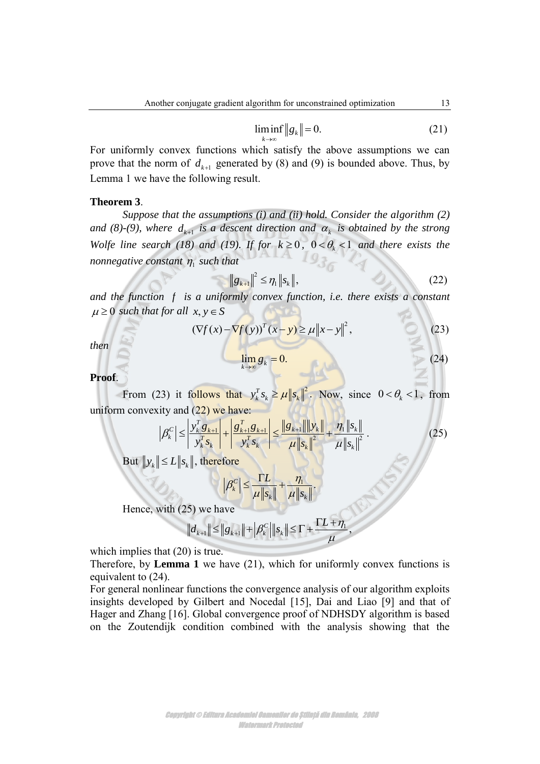$$\liminf_{k\to\infty} \|g_k\| = 0. \tag{21}$$

For uniformly convex functions which satisfy the above assumptions we can prove that the norm of $d_{k+1}$ generated by (8) and (9) is bounded above. Thus, by Lemma 1 we have the following result.

**Theorem 3**.

*Suppose that the assumptions (i) and (ii) hold. Consider the algorithm (2) and (8)-(9), where $d_{k+1}$ is a descent direction and $\alpha_k$ is obtained by the strong Wolfe line search (18) and (19). If for $k \ge 0$, $0 < \theta_k < 1$ and there exists the nonnegative constant $\eta_1$ such that*

$$\|g_{k+1}\|^2 \le \eta_1 \|s_k\|, \tag{22}$$

*and the function $f$ is a uniformly convex function, i.e. there exists a constant $\mu \ge 0$ such that for all $x, y \in S$*

$$(\nabla f(x) - \nabla f(y))^T (x - y) \ge \mu \|x - y\|^2, \tag{23}$$

*then*

$$\lim_{k\to\infty} g_k = 0. \tag{24}$$

**Proof**.

From (23) it follows that $y_k^T s_k \ge \mu \|s_k\|^2$. Now, since $0 < \theta_k < 1$, from uniform convexity and (22) we have:

$$\left|\beta_k^C\right| \le \left|\frac{y_k^T g_{k+1}}{y_k^T s_k}\right| + \left|\frac{g_{k+1}^T g_{k+1}}{y_k^T s_k}\right| \le \frac{\|g_{k+1}\|\|y_k\|}{\mu \|s_k\|^2} + \frac{\eta_1 \|s_k\|}{\mu \|s_k\|^2}. \tag{25}$$

But $\|y_k\| \le L \|s_k\|$, therefore

$$\left|\beta_k^C\right| \le \frac{\Gamma L}{\mu \|s_k\|} + \frac{\eta_1}{\mu \|s_k\|}.$$

Hence, with (25) we have

$$\|d_{k+1}\| \le \|g_{k+1}\| + \left|\beta_k^C\right| \|s_k\| \le \Gamma + \frac{\Gamma L + \eta_1}{\mu},$$

which implies that (20) is true.

Therefore, by **Lemma 1** we have (21), which for uniformly convex functions is equivalent to (24).

For general nonlinear functions the convergence analysis of our algorithm exploits insights developed by Gilbert and Nocedal [15], Dai and Liao [9] and that of Hager and Zhang [16]. Global convergence proof of NDHSDY algorithm is based on the Zoutendijk condition combined with the analysis showing that the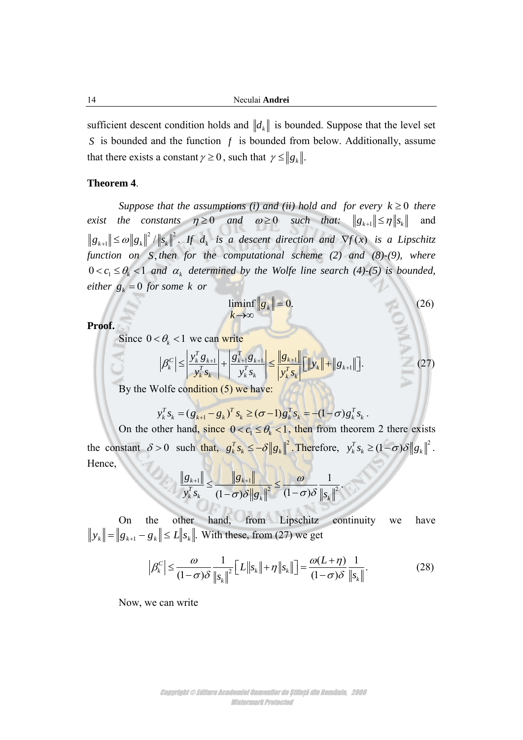sufficient descent condition holds and $\|d_k\|$ is bounded. Suppose that the level set $S$ is bounded and the function $f$ is bounded from below. Additionally, assume that there exists a constant $\gamma \geq 0$, such that $\gamma \leq \|g_k\|$.

**Theorem 4**.

*Suppose that the assumptions (i) and (ii) hold and for every $k \geq 0$ there exist the constants $\eta \geq 0$ and $\omega \geq 0$ such that: $\|g_{k+1}\| \leq \eta \|s_k\|$ and $\|g_{k+1}\| \leq \omega \|g_k\|^2 / \|s_k\|^2$. If $d_k$ is a descent direction and $\nabla f(x)$ is a Lipschitz function on $S$, then for the computational scheme (2) and (8)-(9), where $0 < c_1 \leq \theta_k < 1$ and $\alpha_k$ determined by the Wolfe line search (4)-(5) is bounded, either $g_k = 0$ for some $k$ or*

$$\liminf_{k \to \infty} \|g_k\| = 0. \tag{26}$$

**Proof.**

Since $0 < \theta_k < 1$ we can write

$$\left|\beta_k^C\right| \leq \left|\frac{y_k^T g_{k+1}}{y_k^T s_k}\right| + \left|\frac{g_{k+1}^T g_{k+1}}{y_k^T s_k}\right| \leq \frac{\|g_{k+1}\|}{\left|y_k^T s_k\right|}\left[\|y_k\| + \|g_{k+1}\|\right]. \tag{27}$$

By the Wolfe condition (5) we have:

$$y_k^T s_k = (g_{k+1} - g_k)^T s_k \geq (\sigma - 1) g_k^T s_k = -(1-\sigma) g_k^T s_k .$$

On the other hand, since $0 < c_1 \leq \theta_k < 1$, then from theorem 2 there exists the constant $\delta > 0$ such that, $g_k^T s_k \leq -\delta \|g_k\|^2$. Therefore, $y_k^T s_k \geq (1-\sigma)\delta \|g_k\|^2$. Hence,

$$\frac{\|g_{k+1}\|}{y_k^T s_k} \leq \frac{\|g_{k+1}\|}{(1-\sigma)\delta \|g_k\|^2} \leq \frac{\omega}{(1-\sigma)\delta} \frac{1}{\|s_k\|^2}.$$

On the other hand, from Lipschitz continuity we have $\|y_k\| = \|g_{k+1} - g_k\| \leq L \|s_k\|$. With these, from (27) we get

$$\left|\beta_k^C\right| \leq \frac{\omega}{(1-\sigma)\delta} \frac{1}{\|s_k\|^2}\left[L\|s_k\| + \eta \|s_k\|\right] = \frac{\omega(L+\eta)}{(1-\sigma)\delta} \frac{1}{\|s_k\|}. \tag{28}$$

Now, we can write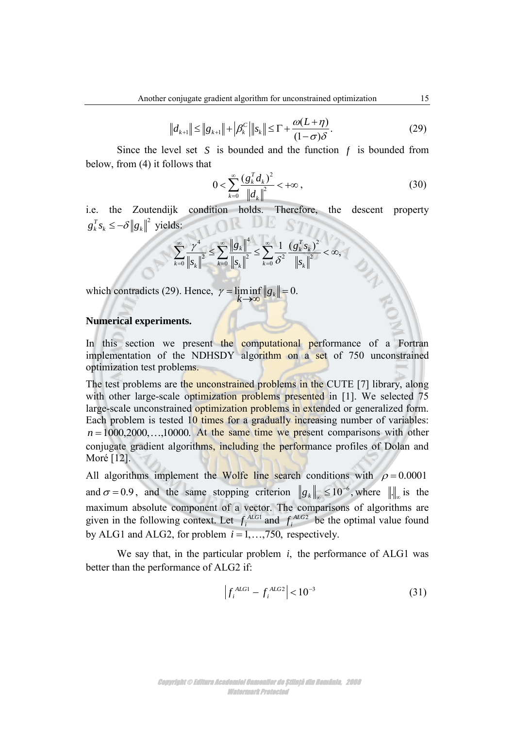$$\|d_{k+1}\| \le \|g_{k+1}\| + \left|\beta_k^C\right| \|s_k\| \le \Gamma + \frac{\omega(L+\eta)}{(1-\sigma)\delta}. \tag{29}$$

Since the level set $S$ is bounded and the function $f$ is bounded from below, from (4) it follows that

$$0 < \sum_{k=0}^{\infty} \frac{(g_k^T d_k)^2}{\|d_k\|^2} < +\infty, \tag{30}$$

i.e. the Zoutendijk condition holds. Therefore, the descent property $g_k^T s_k \le -\delta \|g_k\|^2$ yields:

$$\sum_{k=0}^{\infty} \frac{\gamma^4}{\|s_k\|^2} \le \sum_{k=0}^{\infty} \frac{\|g_k\|^4}{\|s_k\|^2} \le \sum_{k=0}^{\infty} \frac{1}{\delta^2} \frac{(g_k^T s_k)^2}{\|s_k\|^2} < \infty,$$

which contradicts (29). Hence, $\gamma = \liminf_{k\to\infty} \|g_k\| = 0.$

**Numerical experiments.**

In this section we present the computational performance of a Fortran implementation of the NDHSDY algorithm on a set of 750 unconstrained optimization test problems.

The test problems are the unconstrained problems in the CUTE [7] library, along with other large-scale optimization problems presented in [1]. We selected 75 large-scale unconstrained optimization problems in extended or generalized form. Each problem is tested 10 times for a gradually increasing number of variables: $n = 1000, 2000, \ldots, 10000.$ At the same time we present comparisons with other conjugate gradient algorithms, including the performance profiles of Dolan and Moré [12].

All algorithms implement the Wolfe line search conditions with $\rho = 0.0001$ and $\sigma = 0.9$, and the same stopping criterion $\|g_k\|_\infty \le 10^{-6}$, where $\|.\|_\infty$ is the maximum absolute component of a vector. The comparisons of algorithms are given in the following context. Let $f_i^{ALG1}$ and $f_i^{ALG2}$ be the optimal value found by ALG1 and ALG2, for problem $i = 1, \ldots, 750,$ respectively.

We say that, in the particular problem $i$, the performance of ALG1 was better than the performance of ALG2 if:

$$\left| f_i^{ALG1} - f_i^{ALG2} \right| < 10^{-3} \tag{31}$$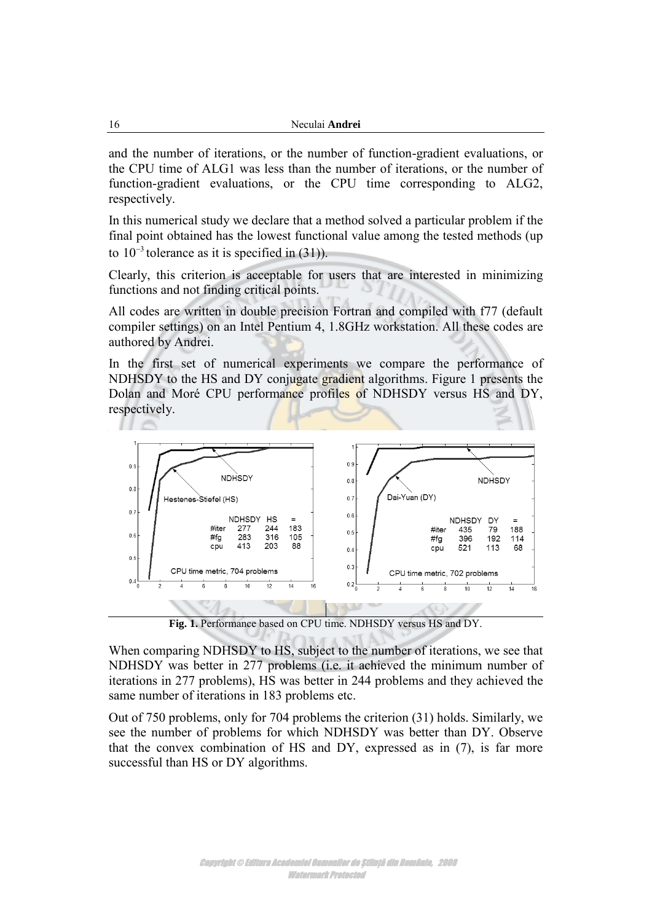and the number of iterations, or the number of function-gradient evaluations, or the CPU time of ALG1 was less than the number of iterations, or the number of function-gradient evaluations, or the CPU time corresponding to ALG2, respectively.

In this numerical study we declare that a method solved a particular problem if the final point obtained has the lowest functional value among the tested methods (up to $10^{-3}$ tolerance as it is specified in (31)).

Clearly, this criterion is acceptable for users that are interested in minimizing functions and not finding critical points.

All codes are written in double precision Fortran and compiled with f77 (default compiler settings) on an Intel Pentium 4, 1.8GHz workstation. All these codes are authored by Andrei.

In the first set of numerical experiments we compare the performance of NDHSDY to the HS and DY conjugate gradient algorithms. Figure 1 presents the Dolan and Moré CPU performance profiles of NDHSDY versus HS and DY, respectively.

**Fig. 1.** Performance based on CPU time. NDHSDY versus HS and DY.

When comparing NDHSDY to HS, subject to the number of iterations, we see that NDHSDY was better in 277 problems (i.e. it achieved the minimum number of iterations in 277 problems), HS was better in 244 problems and they achieved the same number of iterations in 183 problems etc.

Out of 750 problems, only for 704 problems the criterion (31) holds. Similarly, we see the number of problems for which NDHSDY was better than DY. Observe that the convex combination of HS and DY, expressed as in (7), is far more successful than HS or DY algorithms.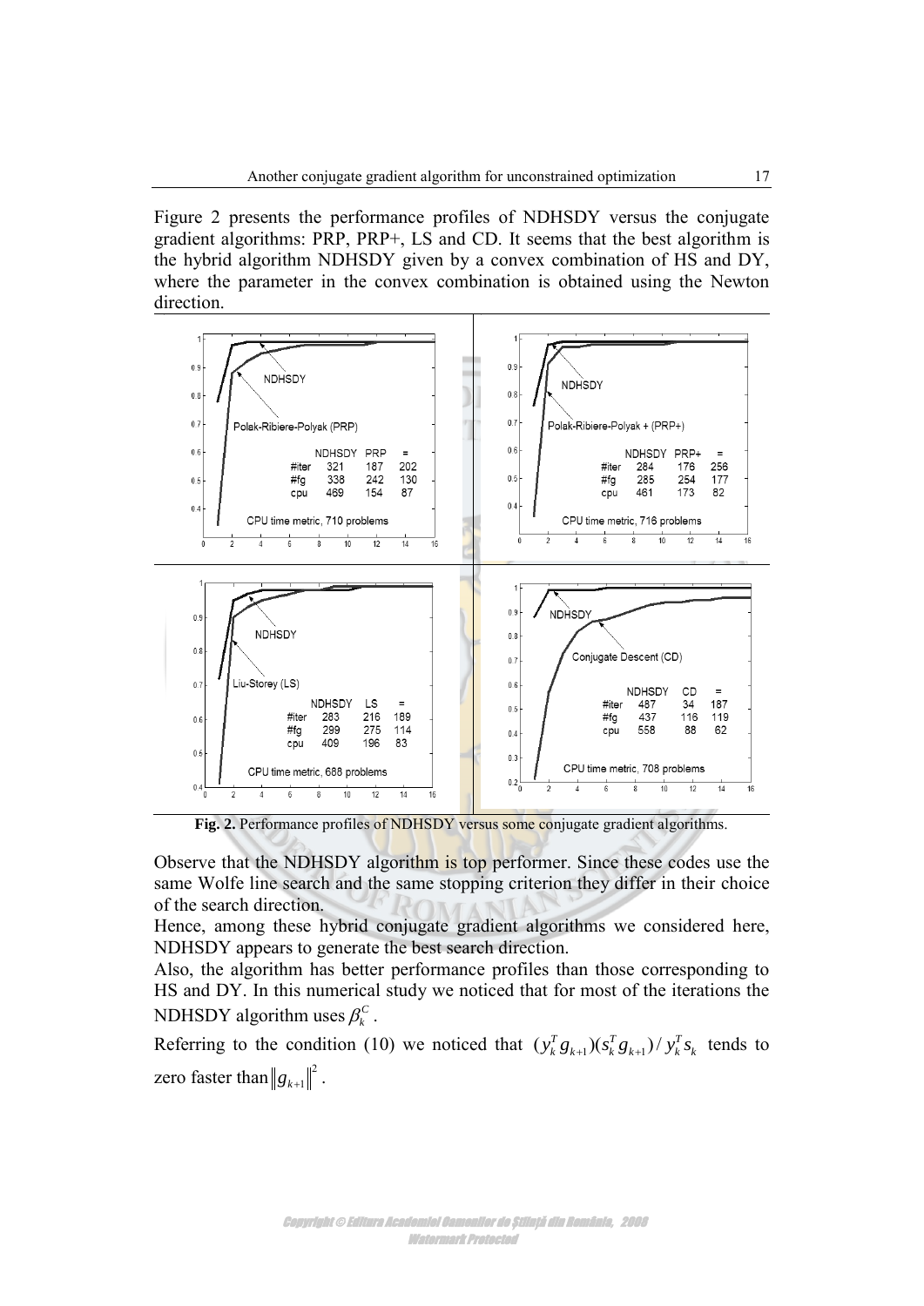Figure 2 presents the performance profiles of NDHSDY versus the conjugate gradient algorithms: PRP, PRP+, LS and CD. It seems that the best algorithm is the hybrid algorithm NDHSDY given by a convex combination of HS and DY, where the parameter in the convex combination is obtained using the Newton direction.

| | NDHSDY | PRP | = |
|---|---|---|---|
| #iter | 321 | 187 | 202 |
| #fg | 338 | 242 | 130 |
| cpu | 469 | 154 | 87 |

CPU time metric, 710 problems

| | NDHSDY | PRP+ | = |
|---|---|---|---|
| #iter | 284 | 176 | 256 |
| #fg | 285 | 254 | 177 |
| cpu | 461 | 173 | 82 |

CPU time metric, 716 problems

| | NDHSDY | LS | = |
|---|---|---|---|
| #iter | 283 | 216 | 189 |
| #fg | 299 | 275 | 114 |
| cpu | 409 | 196 | 83 |

CPU time metric, 688 problems

| | NDHSDY | CD | = |
|---|---|---|---|
| #iter | 487 | 34 | 187 |
| #fg | 437 | 116 | 119 |
| cpu | 558 | 88 | 62 |

CPU time metric, 708 problems

**Fig. 2.** Performance profiles of NDHSDY versus some conjugate gradient algorithms.

Observe that the NDHSDY algorithm is top performer. Since these codes use the same Wolfe line search and the same stopping criterion they differ in their choice of the search direction.

Hence, among these hybrid conjugate gradient algorithms we considered here, NDHSDY appears to generate the best search direction.

Also, the algorithm has better performance profiles than those corresponding to HS and DY. In this numerical study we noticed that for most of the iterations the NDHSDY algorithm uses $\beta_k^C$.

Referring to the condition (10) we noticed that $(y_k^T g_{k+1})(s_k^T g_{k+1}) / y_k^T s_k$ tends to zero faster than $\|g_{k+1}\|^2$.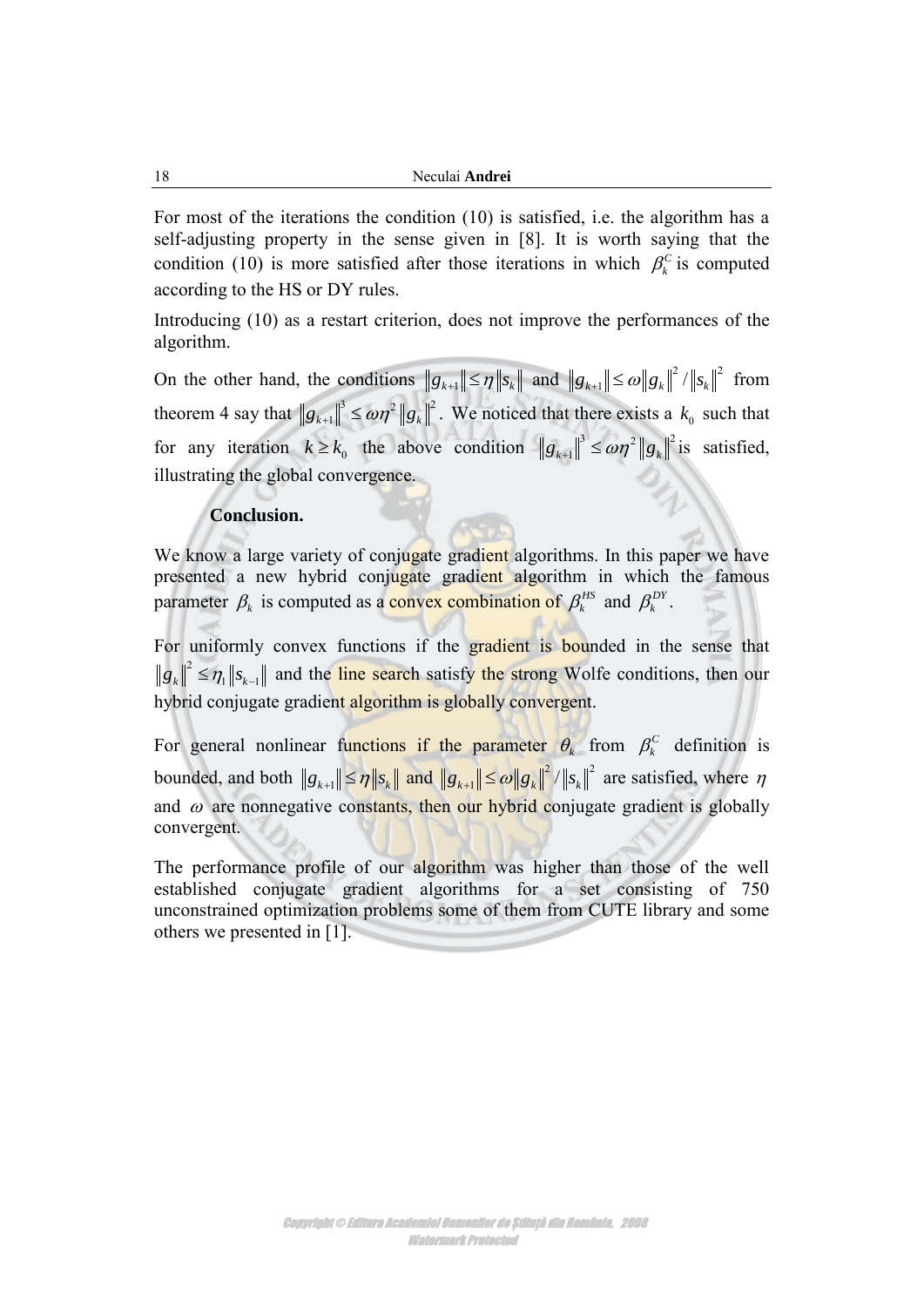For most of the iterations the condition (10) is satisfied, i.e. the algorithm has a self-adjusting property in the sense given in [8]. It is worth saying that the condition (10) is more satisfied after those iterations in which $\beta_k^C$ is computed according to the HS or DY rules.

Introducing (10) as a restart criterion, does not improve the performances of the algorithm.

On the other hand, the conditions $\|g_{k+1}\| \le \eta \|s_k\|$ and $\|g_{k+1}\| \le \omega \|g_k\|^2 / \|s_k\|^2$ from theorem 4 say that $\|g_{k+1}\|^3 \le \omega\eta^2 \|g_k\|^2$. We noticed that there exists a $k_0$ such that for any iteration $k \ge k_0$ the above condition $\|g_{k+1}\|^3 \le \omega\eta^2 \|g_k\|^2$ is satisfied, illustrating the global convergence.

**Conclusion.**

We know a large variety of conjugate gradient algorithms. In this paper we have presented a new hybrid conjugate gradient algorithm in which the famous parameter $\beta_k$ is computed as a convex combination of $\beta_k^{HS}$ and $\beta_k^{DY}$.

For uniformly convex functions if the gradient is bounded in the sense that $\|g_k\|^2 \le \eta_1 \|s_{k-1}\|$ and the line search satisfy the strong Wolfe conditions, then our hybrid conjugate gradient algorithm is globally convergent.

For general nonlinear functions if the parameter $\theta_k$ from $\beta_k^C$ definition is bounded, and both $\|g_{k+1}\| \le \eta \|s_k\|$ and $\|g_{k+1}\| \le \omega \|g_k\|^2 / \|s_k\|^2$ are satisfied, where $\eta$ and $\omega$ are nonnegative constants, then our hybrid conjugate gradient is globally convergent.

The performance profile of our algorithm was higher than those of the well established conjugate gradient algorithms for a set consisting of 750 unconstrained optimization problems some of them from CUTE library and some others we presented in [1].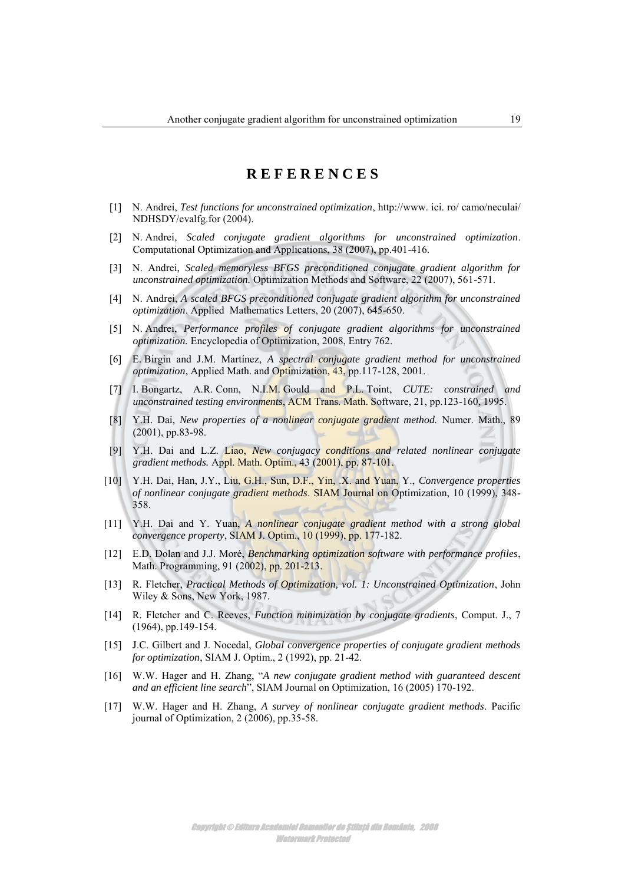# REFERENCES

[1] N. Andrei, *Test functions for unconstrained optimization*, http://www. ici. ro/ camo/neculai/ NDHSDY/evalfg.for (2004).

[2] N. Andrei, *Scaled conjugate gradient algorithms for unconstrained optimization*. Computational Optimization and Applications, 38 (2007), pp.401-416.

[3] N. Andrei, *Scaled memoryless BFGS preconditioned conjugate gradient algorithm for unconstrained optimization.* Optimization Methods and Software, 22 (2007), 561-571.

[4] N. Andrei, *A scaled BFGS preconditioned conjugate gradient algorithm for unconstrained optimization*. Applied Mathematics Letters, 20 (2007), 645-650.

[5] N. Andrei, *Performance profiles of conjugate gradient algorithms for unconstrained optimization.* Encyclopedia of Optimization, 2008, Entry 762.

[6] E. Birgin and J.M. Martínez, *A spectral conjugate gradient method for unconstrained optimization*, Applied Math. and Optimization, 43, pp.117-128, 2001.

[7] I. Bongartz, A.R. Conn, N.I.M. Gould and P.L. Toint, *CUTE: constrained and unconstrained testing environments*, ACM Trans. Math. Software, 21, pp.123-160, 1995.

[8] Y.H. Dai, *New properties of a nonlinear conjugate gradient method.* Numer. Math., 89 (2001), pp.83-98.

[9] Y.H. Dai and L.Z. Liao, *New conjugacy conditions and related nonlinear conjugate gradient methods.* Appl. Math. Optim., 43 (2001), pp. 87-101.

[10] Y.H. Dai, Han, J.Y., Liu, G.H., Sun, D.F., Yin, .X. and Yuan, Y., *Convergence properties of nonlinear conjugate gradient methods*. SIAM Journal on Optimization, 10 (1999), 348-358.

[11] Y.H. Dai and Y. Yuan, *A nonlinear conjugate gradient method with a strong global convergence property*, SIAM J. Optim., 10 (1999), pp. 177-182.

[12] E.D. Dolan and J.J. Moré, *Benchmarking optimization software with performance profiles*, Math. Programming, 91 (2002), pp. 201-213.

[13] R. Fletcher, *Practical Methods of Optimization, vol. 1: Unconstrained Optimization*, John Wiley & Sons, New York, 1987.

[14] R. Fletcher and C. Reeves, *Function minimization by conjugate gradients*, Comput. J., 7 (1964), pp.149-154.

[15] J.C. Gilbert and J. Nocedal, *Global convergence properties of conjugate gradient methods for optimization*, SIAM J. Optim., 2 (1992), pp. 21-42.

[16] W.W. Hager and H. Zhang, "*A new conjugate gradient method with guaranteed descent and an efficient line search*", SIAM Journal on Optimization, 16 (2005) 170-192.

[17] W.W. Hager and H. Zhang, *A survey of nonlinear conjugate gradient methods*. Pacific journal of Optimization, 2 (2006), pp.35-58.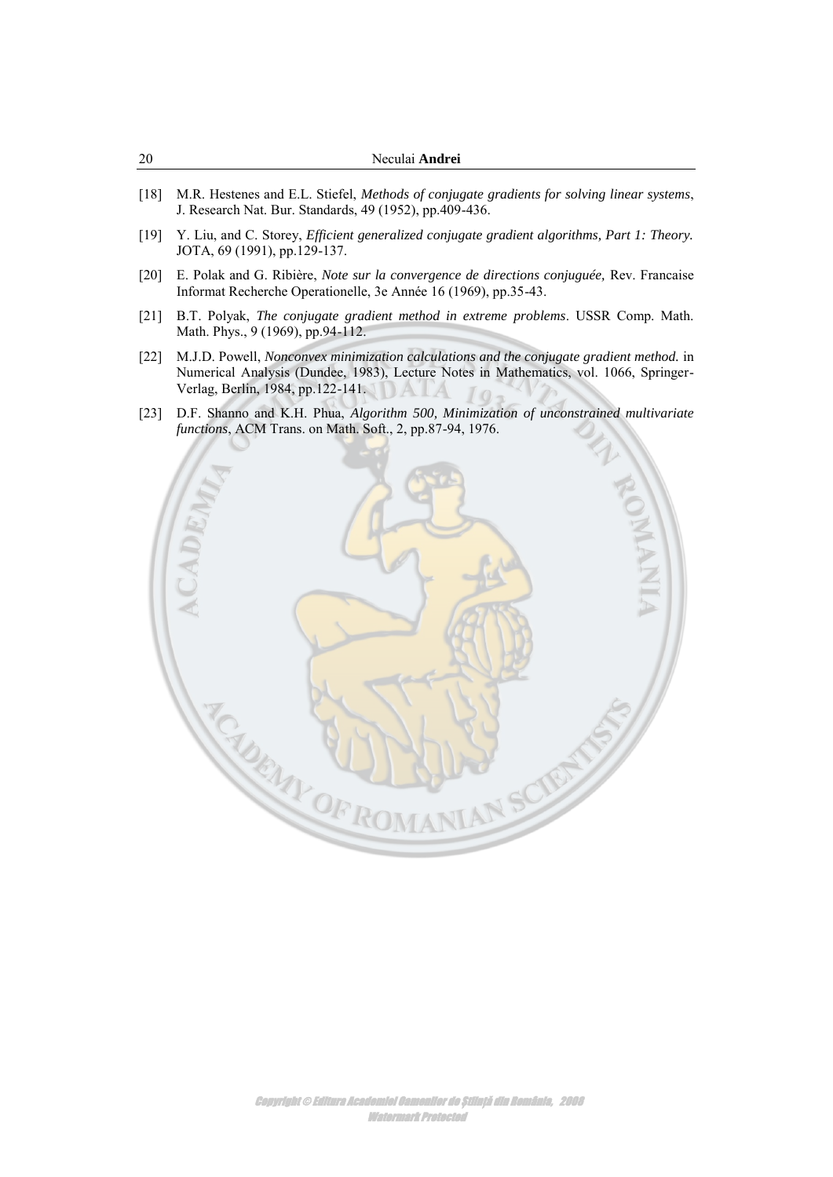[18] M.R. Hestenes and E.L. Stiefel, *Methods of conjugate gradients for solving linear systems*, J. Research Nat. Bur. Standards, 49 (1952), pp.409-436.

[19] Y. Liu, and C. Storey, *Efficient generalized conjugate gradient algorithms, Part 1: Theory.* JOTA, 69 (1991), pp.129-137.

[20] E. Polak and G. Ribière, *Note sur la convergence de directions conjuguée,* Rev. Francaise Informat Recherche Operationelle, 3e Année 16 (1969), pp.35-43.

[21] B.T. Polyak, *The conjugate gradient method in extreme problems*. USSR Comp. Math. Math. Phys., 9 (1969), pp.94-112.

[22] M.J.D. Powell, *Nonconvex minimization calculations and the conjugate gradient method.* in Numerical Analysis (Dundee, 1983), Lecture Notes in Mathematics, vol. 1066, Springer-Verlag, Berlin, 1984, pp.122-141.

[23] D.F. Shanno and K.H. Phua, *Algorithm 500, Minimization of unconstrained multivariate functions*, ACM Trans. on Math. Soft., 2, pp.87-94, 1976.